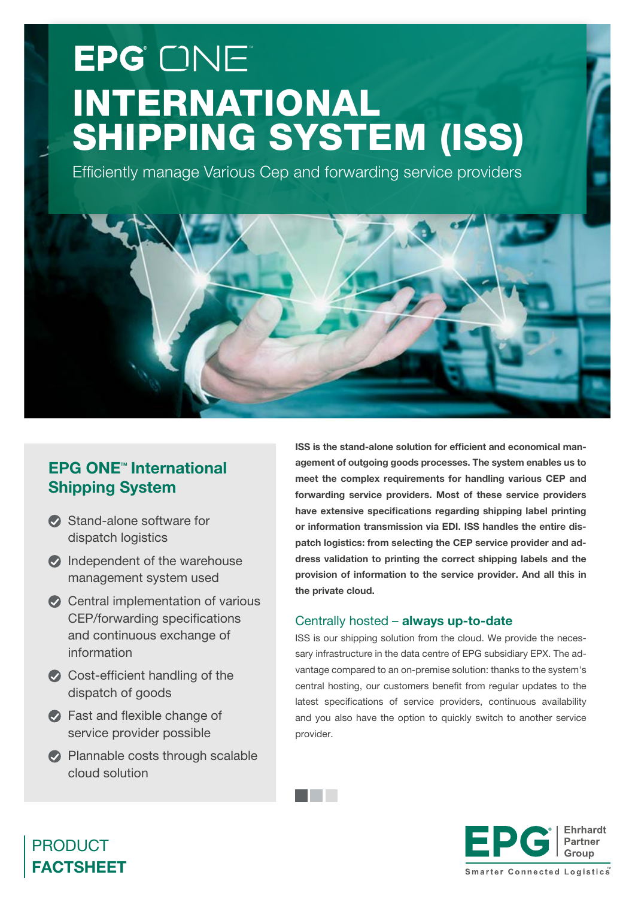# EPG ONE™ INTERNATIONAL SHIPPING SYSTEM (ISS)

Efficiently manage Various Cep and forwarding service providers

## EPG ONE™ International Shipping System

- Stand-alone software for dispatch logistics
- Independent of the warehouse management system used
- Central implementation of various CEP/forwarding specifications and continuous exchange of information
- Cost-efficient handling of the dispatch of goods
- Fast and flexible change of service provider possible
- Plannable costs through scalable cloud solution

**ISS is the stand-alone solution for efficient and economical management of outgoing goods processes. The system enables us to meet the complex requirements for handling various CEP and forwarding service providers. Most of these service providers have extensive specifications regarding shipping label printing or information transmission via EDI. ISS handles the entire dispatch logistics: from selecting the CEP service provider and address validation to printing the correct shipping labels and the provision of information to the service provider. And all this in the private cloud.**

### Centrally hosted – **always up-to-date**

ISS is our shipping solution from the cloud. We provide the necessary infrastructure in the data centre of EPG subsidiary EPX. The advantage compared to an on-premise solution: thanks to the system's central hosting, our customers benefit from regular updates to the latest specifications of service providers, continuous availability and you also have the option to quickly switch to another service provider.

PRODUCT **FACTSHEET**

EPG Ehrhardt Partner Group – Smarter Connected Logistics™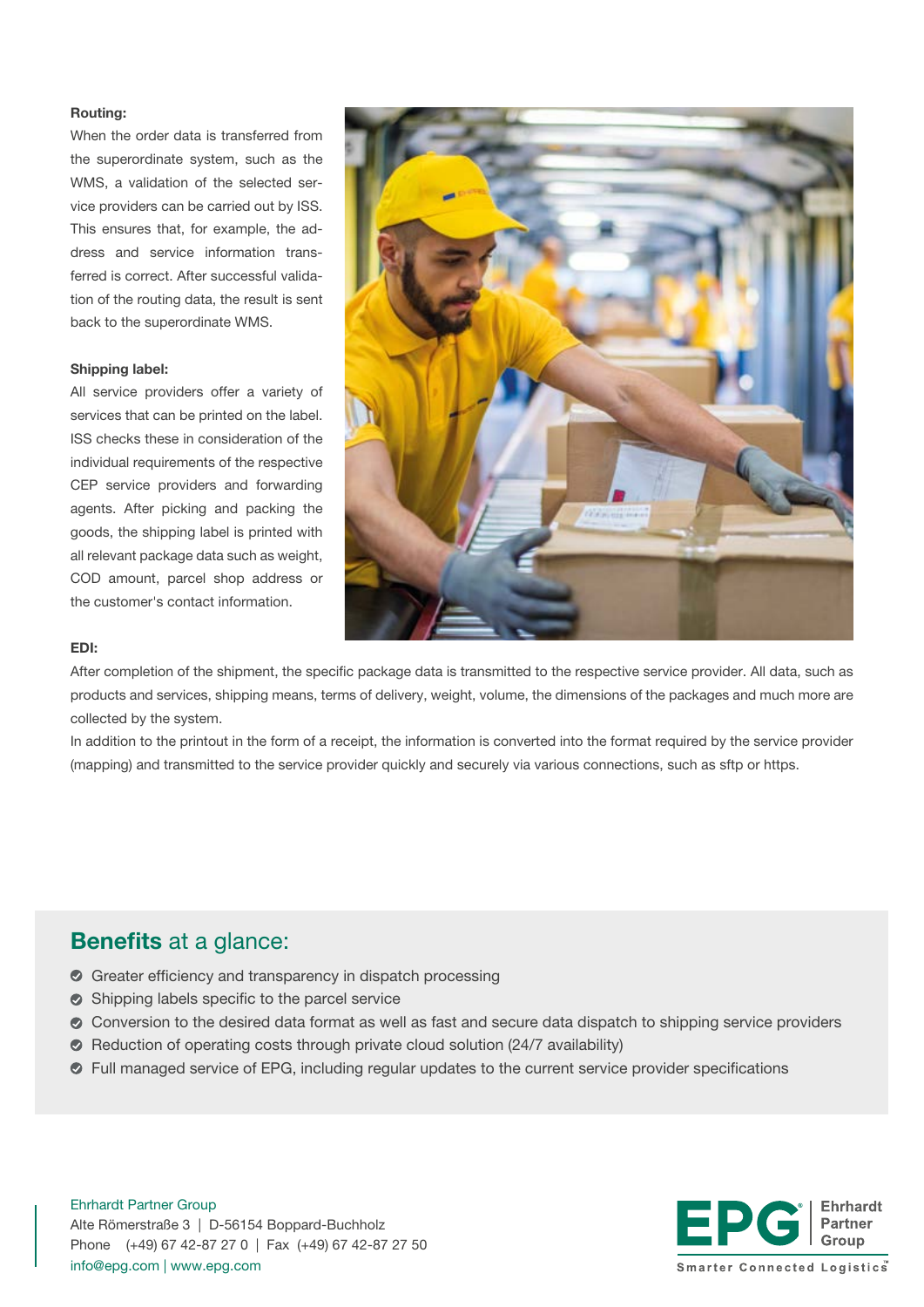**Routing:**

When the order data is transferred from the superordinate system, such as the WMS, a validation of the selected service providers can be carried out by ISS. This ensures that, for example, the address and service information transferred is correct. After successful validation of the routing data, the result is sent back to the superordinate WMS.

**Shipping label:**

All service providers offer a variety of services that can be printed on the label. ISS checks these in consideration of the individual requirements of the respective CEP service providers and forwarding agents. After picking and packing the goods, the shipping label is printed with all relevant package data such as weight, COD amount, parcel shop address or the customer's contact information.

**EDI:**

After completion of the shipment, the specific package data is transmitted to the respective service provider. All data, such as products and services, shipping means, terms of delivery, weight, volume, the dimensions of the packages and much more are collected by the system.

In addition to the printout in the form of a receipt, the information is converted into the format required by the service provider (mapping) and transmitted to the service provider quickly and securely via various connections, such as sftp or https.

## **Benefits** at a glance:

- Greater efficiency and transparency in dispatch processing
- Shipping labels specific to the parcel service
- Conversion to the desired data format as well as fast and secure data dispatch to shipping service providers
- Reduction of operating costs through private cloud solution (24/7 availability)
- Full managed service of EPG, including regular updates to the current service provider specifications

Ehrhardt Partner Group
Alte Römerstraße 3 | D-56154 Boppard-Buchholz
Phone (+49) 67 42-87 27 0 | Fax (+49) 67 42-87 27 50
info@epg.com | www.epg.com

EPG Ehrhardt Partner Group
Smarter Connected Logistics